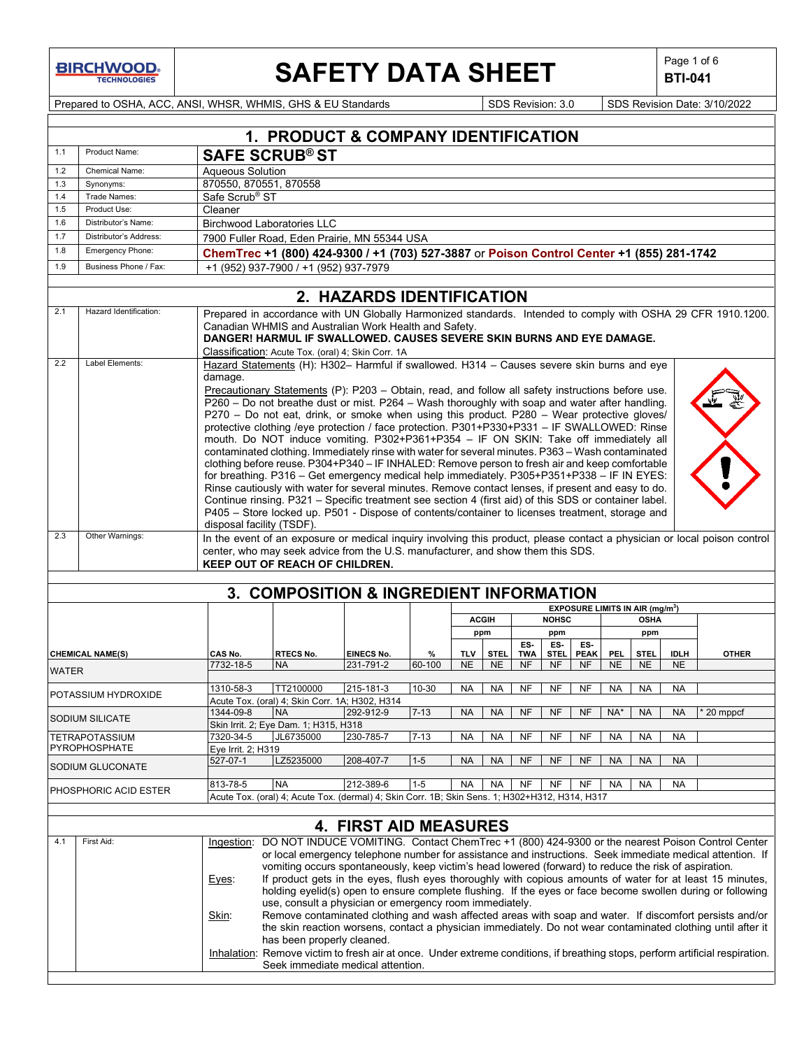# SAFETY DATA SHEET

**BTI-041**

Prepared to OSHA, ACC, ANSI, WHSR, WHMIS, GHS & EU Standards | SDS Revision: 3.0 | SDS Revision Date: 3/10/2022

## 1. PRODUCT & COMPANY IDENTIFICATION

| | | |
|---|---|---|
| 1.1 | Product Name: | **SAFE SCRUB® ST** |
| 1.2 | Chemical Name: | Aqueous Solution |
| 1.3 | Synonyms: | 870550, 870551, 870558 |
| 1.4 | Trade Names: | Safe Scrub® ST |
| 1.5 | Product Use: | Cleaner |
| 1.6 | Distributor's Name: | Birchwood Laboratories LLC |
| 1.7 | Distributor's Address: | 7900 Fuller Road, Eden Prairie, MN 55344 USA |
| 1.8 | Emergency Phone: | **ChemTrec +1 (800) 424-9300 / +1 (703) 527-3887** or **Poison Control Center +1 (855) 281-1742** |
| 1.9 | Business Phone / Fax: | +1 (952) 937-7900 / +1 (952) 937-7979 |

## 2. HAZARDS IDENTIFICATION

| | | |
|---|---|---|
| 2.1 | Hazard Identification: | Prepared in accordance with UN Globally Harmonized standards. Intended to comply with OSHA 29 CFR 1910.1200. Canadian WHMIS and Australian Work Health and Safety. **DANGER! HARMUL IF SWALLOWED. CAUSES SEVERE SKIN BURNS AND EYE DAMAGE.** Classification: Acute Tox. (oral) 4; Skin Corr. 1A |
| 2.2 | Label Elements: | Hazard Statements (H): H302– Harmful if swallowed. H314 – Causes severe skin burns and eye damage. Precautionary Statements (P): P203 – Obtain, read, and follow all safety instructions before use. P260 – Do not breathe dust or mist. P264 – Wash thoroughly with soap and water after handling. P270 – Do not eat, drink, or smoke when using this product. P280 – Wear protective gloves/ protective clothing /eye protection / face protection. P301+P330+P331 – IF SWALLOWED: Rinse mouth. Do NOT induce vomiting. P302+P361+P354 – IF ON SKIN: Take off immediately all contaminated clothing. Immediately rinse with water for several minutes. P363 – Wash contaminated clothing before reuse. P304+P340 – IF INHALED: Remove person to fresh air and keep comfortable for breathing. P316 – Get emergency medical help immediately. P305+P351+P338 – IF IN EYES: Rinse cautiously with water for several minutes. Remove contact lenses, if present and easy to do. Continue rinsing. P321 – Specific treatment see section 4 (first aid) of this SDS or container label. P405 – Store locked up. P501 - Dispose of contents/container to licenses treatment, storage and disposal facility (TSDF). |
| 2.3 | Other Warnings: | In the event of an exposure or medical inquiry involving this product, please contact a physician or local poison control center, who may seek advice from the U.S. manufacturer, and show them this SDS. **KEEP OUT OF REACH OF CHILDREN.** |

## 3. COMPOSITION & INGREDIENT INFORMATION

| CHEMICAL NAME(S) | CAS No. | RTECS No. | EINECS No. | % | ACGIH TLV (ppm) | ACGIH STEL (ppm) | NOHSC ES-TWA (ppm) | NOHSC ES-STEL (ppm) | NOHSC ES-PEAK (ppm) | OSHA PEL (ppm) | OSHA STEL (ppm) | IDLH | OTHER |
|---|---|---|---|---|---|---|---|---|---|---|---|---|---|
| | | | | | **EXPOSURE LIMITS IN AIR (mg/m³)** | | | | | | | | |
| WATER | 7732-18-5 | NA | 231-791-2 | 60-100 | NE | NE | NF | NF | NF | NE | NE | NE | |
| POTASSIUM HYDROXIDE | 1310-58-3 | TT2100000 | 215-181-3 | 10-30 | NA | NA | NF | NF | NF | NA | NA | NA | |
| | Acute Tox. (oral) 4; Skin Corr. 1A; H302, H314 | | | | | | | | | | | | |
| SODIUM SILICATE | 1344-09-8 | NA | 292-912-9 | 7-13 | NA | NA | NF | NF | NF | NA* | NA | NA | * 20 mppcf |
| | Skin Irrit. 2; Eye Dam. 1; H315, H318 | | | | | | | | | | | | |
| TETRAPOTASSIUM PYROPHOSPHATE | 7320-34-5 | JL6735000 | 230-785-7 | 7-13 | NA | NA | NF | NF | NF | NA | NA | NA | |
| | Eye Irrit. 2; H319 | | | | | | | | | | | | |
| SODIUM GLUCONATE | 527-07-1 | LZ5235000 | 208-407-7 | 1-5 | NA | NA | NF | NF | NF | NA | NA | NA | |
| PHOSPHORIC ACID ESTER | 813-78-5 | NA | 212-389-6 | 1-5 | NA | NA | NF | NF | NF | NA | NA | NA | |
| | Acute Tox. (oral) 4; Acute Tox. (dermal) 4; Skin Corr. 1B; Skin Sens. 1; H302+H312, H314, H317 | | | | | | | | | | | | |

## 4. FIRST AID MEASURES

4.1 First Aid:

**Ingestion:** DO NOT INDUCE VOMITING. Contact ChemTrec +1 (800) 424-9300 or the nearest Poison Control Center or local emergency telephone number for assistance and instructions. Seek immediate medical attention. If vomiting occurs spontaneously, keep victim's head lowered (forward) to reduce the risk of aspiration.

**Eyes:** If product gets in the eyes, flush eyes thoroughly with copious amounts of water for at least 15 minutes, holding eyelid(s) open to ensure complete flushing. If the eyes or face become swollen during or following use, consult a physician or emergency room immediately.

**Skin:** Remove contaminated clothing and wash affected areas with soap and water. If discomfort persists and/or the skin reaction worsens, contact a physician immediately. Do not wear contaminated clothing until after it has been properly cleaned.

**Inhalation:** Remove victim to fresh air at once. Under extreme conditions, if breathing stops, perform artificial respiration. Seek immediate medical attention.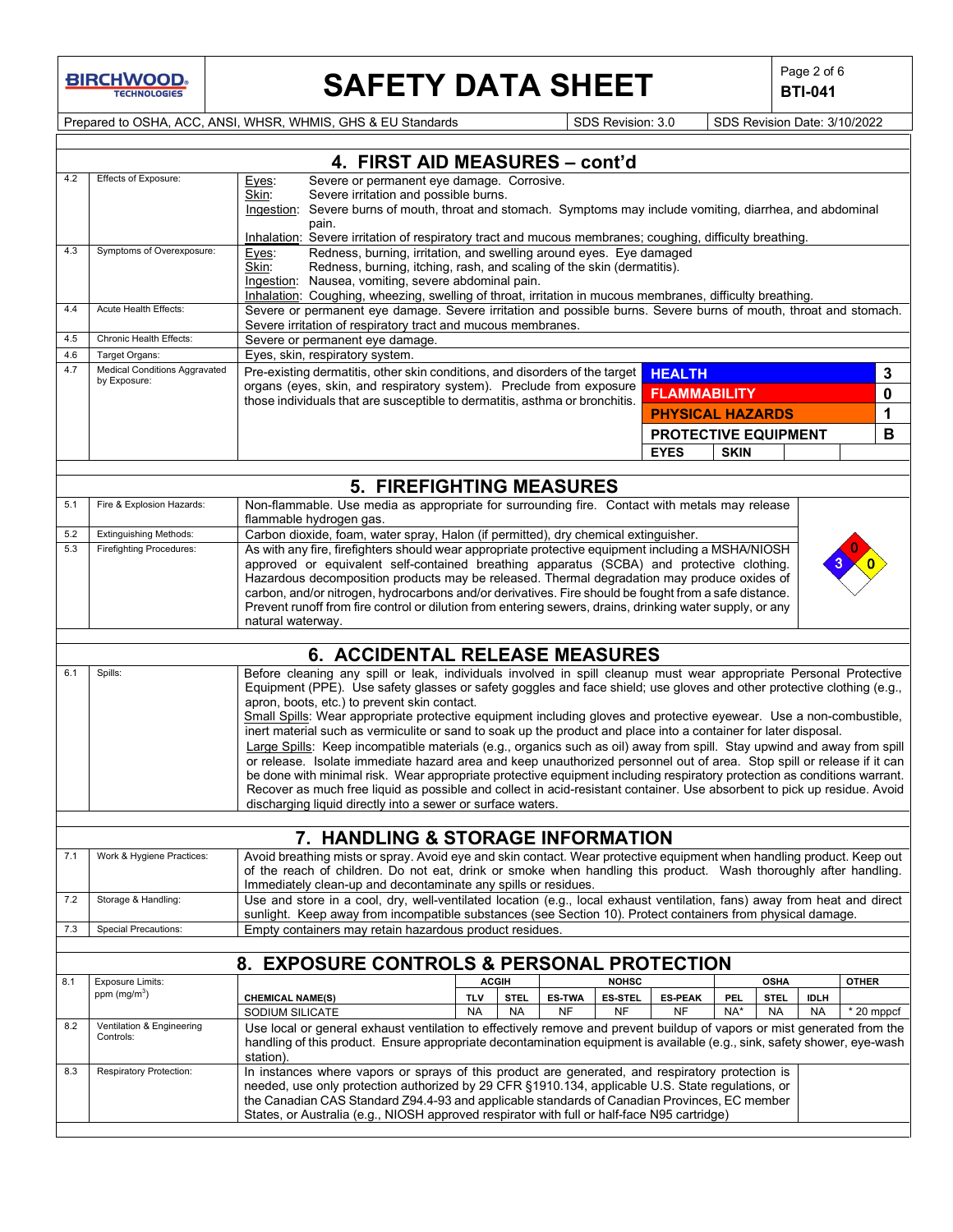# SAFETY DATA SHEET

**BTI-041**

Prepared to OSHA, ACC, ANSI, WHSR, WHMIS, GHS & EU Standards | SDS Revision: 3.0 | SDS Revision Date: 3/10/2022

## 4. FIRST AID MEASURES – cont'd

| | | |
|---|---|---|
| 4.2 | Effects of Exposure: | Eyes: Severe or permanent eye damage. Corrosive.<br>Skin: Severe irritation and possible burns.<br>Ingestion: Severe burns of mouth, throat and stomach. Symptoms may include vomiting, diarrhea, and abdominal pain.<br>Inhalation: Severe irritation of respiratory tract and mucous membranes; coughing, difficulty breathing. |
| 4.3 | Symptoms of Overexposure: | Eyes: Redness, burning, irritation, and swelling around eyes. Eye damaged<br>Skin: Redness, burning, itching, rash, and scaling of the skin (dermatitis).<br>Ingestion: Nausea, vomiting, severe abdominal pain.<br>Inhalation: Coughing, wheezing, swelling of throat, irritation in mucous membranes, difficulty breathing. |
| 4.4 | Acute Health Effects: | Severe or permanent eye damage. Severe irritation and possible burns. Severe burns of mouth, throat and stomach. Severe irritation of respiratory tract and mucous membranes. |
| 4.5 | Chronic Health Effects: | Severe or permanent eye damage. |
| 4.6 | Target Organs: | Eyes, skin, respiratory system. |
| 4.7 | Medical Conditions Aggravated by Exposure: | Pre-existing dermatitis, other skin conditions, and disorders of the target organs (eyes, skin, and respiratory system). Preclude from exposure those individuals that are susceptible to dermatitis, asthma or bronchitis. |

| HMIS | |
|---|---|
| HEALTH | 3 |
| FLAMMABILITY | 0 |
| PHYSICAL HAZARDS | 1 |
| PROTECTIVE EQUIPMENT | B |
| EYES | SKIN |

## 5. FIREFIGHTING MEASURES

| | | |
|---|---|---|
| 5.1 | Fire & Explosion Hazards: | Non-flammable. Use media as appropriate for surrounding fire. Contact with metals may release flammable hydrogen gas. |
| 5.2 | Extinguishing Methods: | Carbon dioxide, foam, water spray, Halon (if permitted), dry chemical extinguisher. |
| 5.3 | Firefighting Procedures: | As with any fire, firefighters should wear appropriate protective equipment including a MSHA/NIOSH approved or equivalent self-contained breathing apparatus (SCBA) and protective clothing. Hazardous decomposition products may be released. Thermal degradation may produce oxides of carbon, and/or nitrogen, hydrocarbons and/or derivatives. Fire should be fought from a safe distance. Prevent runoff from fire control or dilution from entering sewers, drains, drinking water supply, or any natural waterway. |

NFPA: Health 3, Flammability 0, Instability 0

## 6. ACCIDENTAL RELEASE MEASURES

| | | |
|---|---|---|
| 6.1 | Spills: | Before cleaning any spill or leak, individuals involved in spill cleanup must wear appropriate Personal Protective Equipment (PPE). Use safety glasses or safety goggles and face shield; use gloves and other protective clothing (e.g., apron, boots, etc.) to prevent skin contact.<br>Small Spills: Wear appropriate protective equipment including gloves and protective eyewear. Use a non-combustible, inert material such as vermiculite or sand to soak up the product and place into a container for later disposal.<br>Large Spills: Keep incompatible materials (e.g., organics such as oil) away from spill. Stay upwind and away from spill or release. Isolate immediate hazard area and keep unauthorized personnel out of area. Stop spill or release if it can be done with minimal risk. Wear appropriate protective equipment including respiratory protection as conditions warrant. Recover as much free liquid as possible and collect in acid-resistant container. Use absorbent to pick up residue. Avoid discharging liquid directly into a sewer or surface waters. |

## 7. HANDLING & STORAGE INFORMATION

| | | |
|---|---|---|
| 7.1 | Work & Hygiene Practices: | Avoid breathing mists or spray. Avoid eye and skin contact. Wear protective equipment when handling product. Keep out of the reach of children. Do not eat, drink or smoke when handling this product. Wash thoroughly after handling. Immediately clean-up and decontaminate any spills or residues. |
| 7.2 | Storage & Handling: | Use and store in a cool, dry, well-ventilated location (e.g., local exhaust ventilation, fans) away from heat and direct sunlight. Keep away from incompatible substances (see Section 10). Protect containers from physical damage. |
| 7.3 | Special Precautions: | Empty containers may retain hazardous product residues. |

## 8. EXPOSURE CONTROLS & PERSONAL PROTECTION

8.1 Exposure Limits: ppm (mg/m$^3$)

| CHEMICAL NAME(S) | ACGIH TLV | ACGIH STEL | NOHSC ES-TWA | NOHSC ES-STEL | NOHSC ES-PEAK | OSHA PEL | OSHA STEL | OSHA IDLH | OTHER |
|---|---|---|---|---|---|---|---|---|---|
| SODIUM SILICATE | NA | NA | NF | NF | NF | NA* | NA | NA | * 20 mppcf |

| | | |
|---|---|---|
| 8.2 | Ventilation & Engineering Controls: | Use local or general exhaust ventilation to effectively remove and prevent buildup of vapors or mist generated from the handling of this product. Ensure appropriate decontamination equipment is available (e.g., sink, safety shower, eye-wash station). |
| 8.3 | Respiratory Protection: | In instances where vapors or sprays of this product are generated, and respiratory protection is needed, use only protection authorized by 29 CFR §1910.134, applicable U.S. State regulations, or the Canadian CAS Standard Z94.4-93 and applicable standards of Canadian Provinces, EC member States, or Australia (e.g., NIOSH approved respirator with full or half-face N95 cartridge) |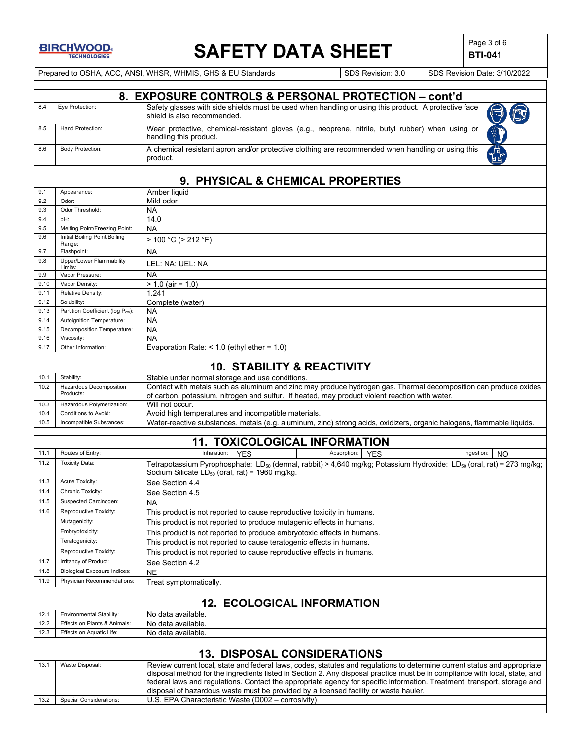## 8. EXPOSURE CONTROLS & PERSONAL PROTECTION – cont'd

| | | |
|---|---|---|
| 8.4 | Eye Protection: | Safety glasses with side shields must be used when handling or using this product. A protective face shield is also recommended. |
| 8.5 | Hand Protection: | Wear protective, chemical-resistant gloves (e.g., neoprene, nitrile, butyl rubber) when using or handling this product. |
| 8.6 | Body Protection: | A chemical resistant apron and/or protective clothing are recommended when handling or using this product. |

## 9. PHYSICAL & CHEMICAL PROPERTIES

| | | |
|---|---|---|
| 9.1 | Appearance: | Amber liquid |
| 9.2 | Odor: | Mild odor |
| 9.3 | Odor Threshold: | NA |
| 9.4 | pH: | 14.0 |
| 9.5 | Melting Point/Freezing Point: | NA |
| 9.6 | Initial Boiling Point/Boiling Range: | > 100 °C (> 212 °F) |
| 9.7 | Flashpoint: | NA |
| 9.8 | Upper/Lower Flammability Limits: | LEL: NA; UEL: NA |
| 9.9 | Vapor Pressure: | NA |
| 9.10 | Vapor Density: | > 1.0 (air = 1.0) |
| 9.11 | Relative Density: | 1.241 |
| 9.12 | Solubility: | Complete (water) |
| 9.13 | Partition Coefficient (log $P_{ow}$): | NA |
| 9.14 | Autoignition Temperature: | NA |
| 9.15 | Decomposition Temperature: | NA |
| 9.16 | Viscosity: | NA |
| 9.17 | Other Information: | Evaporation Rate: < 1.0 (ethyl ether = 1.0) |

## 10. STABILITY & REACTIVITY

| | | |
|---|---|---|
| 10.1 | Stability: | Stable under normal storage and use conditions. |
| 10.2 | Hazardous Decomposition Products: | Contact with metals such as aluminum and zinc may produce hydrogen gas. Thermal decomposition can produce oxides of carbon, potassium, nitrogen and sulfur. If heated, may product violent reaction with water. |
| 10.3 | Hazardous Polymerization: | Will not occur. |
| 10.4 | Conditions to Avoid: | Avoid high temperatures and incompatible materials. |
| 10.5 | Incompatible Substances: | Water-reactive substances, metals (e.g. aluminum, zinc) strong acids, oxidizers, organic halogens, flammable liquids. |

## 11. TOXICOLOGICAL INFORMATION

| | | |
|---|---|---|
| 11.1 | Routes of Entry: | Inhalation: YES; Absorption: YES; Ingestion: NO |
| 11.2 | Toxicity Data: | Tetrapotassium Pyrophosphate: $LD_{50}$ (dermal, rabbit) > 4,640 mg/kg; Potassium Hydroxide: $LD_{50}$ (oral, rat) = 273 mg/kg; Sodium Silicate $LD_{50}$ (oral, rat) = 1960 mg/kg. |
| 11.3 | Acute Toxicity: | See Section 4.4 |
| 11.4 | Chronic Toxicity: | See Section 4.5 |
| 11.5 | Suspected Carcinogen: | NA |
| 11.6 | Reproductive Toxicity: | This product is not reported to cause reproductive toxicity in humans. |
| | Mutagenicity: | This product is not reported to produce mutagenic effects in humans. |
| | Embryotoxicity: | This product is not reported to produce embryotoxic effects in humans. |
| | Teratogenicity: | This product is not reported to cause teratogenic effects in humans. |
| | Reproductive Toxicity: | This product is not reported to cause reproductive effects in humans. |
| 11.7 | Irritancy of Product: | See Section 4.2 |
| 11.8 | Biological Exposure Indices: | NE |
| 11.9 | Physician Recommendations: | Treat symptomatically. |

## 12. ECOLOGICAL INFORMATION

| | | |
|---|---|---|
| 12.1 | Environmental Stability: | No data available. |
| 12.2 | Effects on Plants & Animals: | No data available. |
| 12.3 | Effects on Aquatic Life: | No data available. |

## 13. DISPOSAL CONSIDERATIONS

| | | |
|---|---|---|
| 13.1 | Waste Disposal: | Review current local, state and federal laws, codes, statutes and regulations to determine current status and appropriate disposal method for the ingredients listed in Section 2. Any disposal practice must be in compliance with local, state, and federal laws and regulations. Contact the appropriate agency for specific information. Treatment, transport, storage and disposal of hazardous waste must be provided by a licensed facility or waste hauler. |
| 13.2 | Special Considerations: | U.S. EPA Characteristic Waste (D002 – corrosivity) |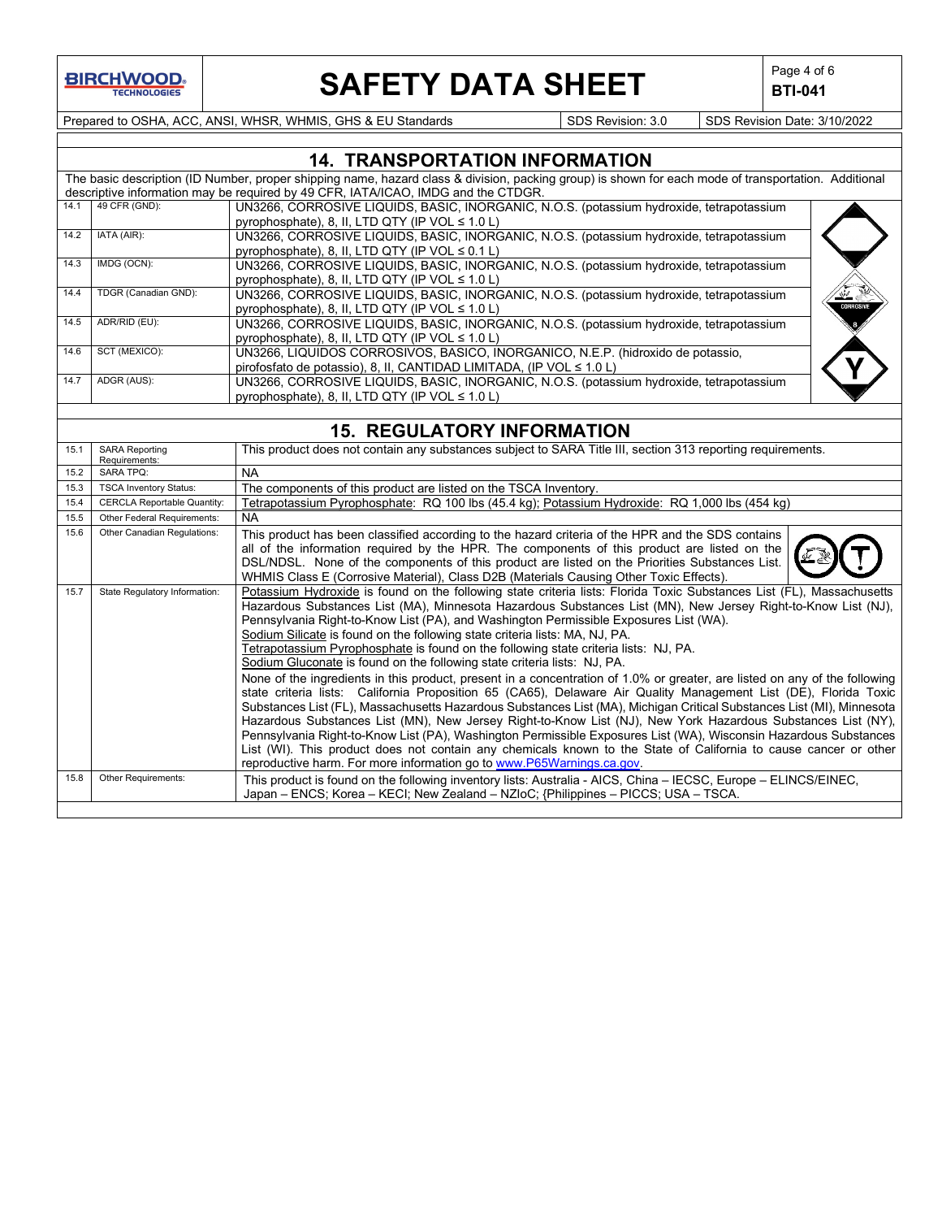## 14. TRANSPORTATION INFORMATION

The basic description (ID Number, proper shipping name, hazard class & division, packing group) is shown for each mode of transportation. Additional descriptive information may be required by 49 CFR, IATA/ICAO, IMDG and the CTDGR.

| | | |
|---|---|---|
| 14.1 | 49 CFR (GND): | UN3266, CORROSIVE LIQUIDS, BASIC, INORGANIC, N.O.S. (potassium hydroxide, tetrapotassium pyrophosphate), 8, II, LTD QTY (IP VOL ≤ 1.0 L) |
| 14.2 | IATA (AIR): | UN3266, CORROSIVE LIQUIDS, BASIC, INORGANIC, N.O.S. (potassium hydroxide, tetrapotassium pyrophosphate), 8, II, LTD QTY (IP VOL ≤ 0.1 L) |
| 14.3 | IMDG (OCN): | UN3266, CORROSIVE LIQUIDS, BASIC, INORGANIC, N.O.S. (potassium hydroxide, tetrapotassium pyrophosphate), 8, II, LTD QTY (IP VOL ≤ 1.0 L) |
| 14.4 | TDGR (Canadian GND): | UN3266, CORROSIVE LIQUIDS, BASIC, INORGANIC, N.O.S. (potassium hydroxide, tetrapotassium pyrophosphate), 8, II, LTD QTY (IP VOL ≤ 1.0 L) |
| 14.5 | ADR/RID (EU): | UN3266, CORROSIVE LIQUIDS, BASIC, INORGANIC, N.O.S. (potassium hydroxide, tetrapotassium pyrophosphate), 8, II, LTD QTY (IP VOL ≤ 1.0 L) |
| 14.6 | SCT (MEXICO): | UN3266, LIQUIDOS CORROSIVOS, BASICO, INORGANICO, N.E.P. (hidroxido de potassio, pirofosfato de potassio), 8, II, CANTIDAD LIMITADA, (IP VOL ≤ 1.0 L) |
| 14.7 | ADGR (AUS): | UN3266, CORROSIVE LIQUIDS, BASIC, INORGANIC, N.O.S. (potassium hydroxide, tetrapotassium pyrophosphate), 8, II, LTD QTY (IP VOL ≤ 1.0 L) |

## 15. REGULATORY INFORMATION

| | | |
|---|---|---|
| 15.1 | SARA Reporting Requirements: | This product does not contain any substances subject to SARA Title III, section 313 reporting requirements. |
| 15.2 | SARA TPQ: | NA |
| 15.3 | TSCA Inventory Status: | The components of this product are listed on the TSCA Inventory. |
| 15.4 | CERCLA Reportable Quantity: | Tetrapotassium Pyrophosphate: RQ 100 lbs (45.4 kg); Potassium Hydroxide: RQ 1,000 lbs (454 kg) |
| 15.5 | Other Federal Requirements: | NA |
| 15.6 | Other Canadian Regulations: | This product has been classified according to the hazard criteria of the HPR and the SDS contains all of the information required by the HPR. The components of this product are listed on the DSL/NDSL. None of the components of this product are listed on the Priorities Substances List. WHMIS Class E (Corrosive Material), Class D2B (Materials Causing Other Toxic Effects). |
| 15.7 | State Regulatory Information: | Potassium Hydroxide is found on the following state criteria lists: Florida Toxic Substances List (FL), Massachusetts Hazardous Substances List (MA), Minnesota Hazardous Substances List (MN), New Jersey Right-to-Know List (NJ), Pennsylvania Right-to-Know List (PA), and Washington Permissible Exposures List (WA).<br>Sodium Silicate is found on the following state criteria lists: MA, NJ, PA.<br>Tetrapotassium Pyrophosphate is found on the following state criteria lists: NJ, PA.<br>Sodium Gluconate is found on the following state criteria lists: NJ, PA.<br>None of the ingredients in this product, present in a concentration of 1.0% or greater, are listed on any of the following state criteria lists: California Proposition 65 (CA65), Delaware Air Quality Management List (DE), Florida Toxic Substances List (FL), Massachusetts Hazardous Substances List (MA), Michigan Critical Substances List (MI), Minnesota Hazardous Substances List (MN), New Jersey Right-to-Know List (NJ), New York Hazardous Substances List (NY), Pennsylvania Right-to-Know List (PA), Washington Permissible Exposures List (WA), Wisconsin Hazardous Substances List (WI). This product does not contain any chemicals known to the State of California to cause cancer or other reproductive harm. For more information go to www.P65Warnings.ca.gov. |
| 15.8 | Other Requirements: | This product is found on the following inventory lists: Australia - AICS, China – IECSC, Europe – ELINCS/EINEC, Japan – ENCS; Korea – KECI; New Zealand – NZIoC; {Philippines – PICCS; USA – TSCA. |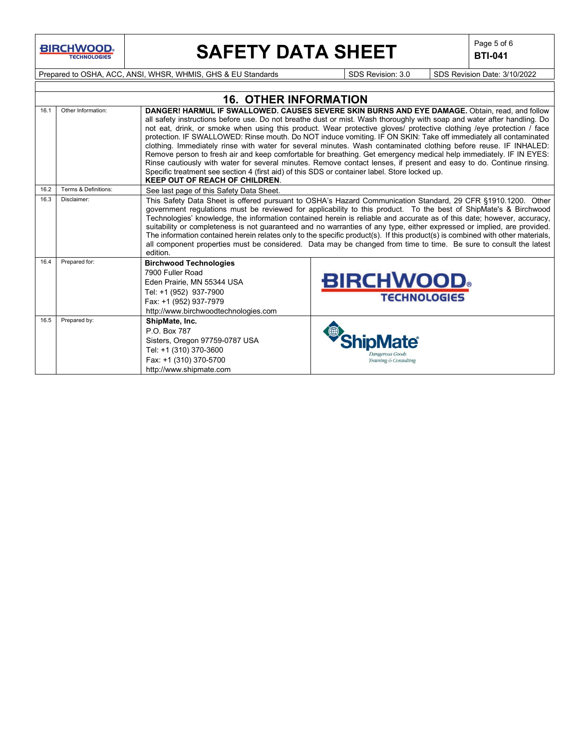## 16. OTHER INFORMATION

| | | |
|---|---|---|
| 16.1 | Other Information: | **DANGER! HARMUL IF SWALLOWED. CAUSES SEVERE SKIN BURNS AND EYE DAMAGE.** Obtain, read, and follow all safety instructions before use. Do not breathe dust or mist. Wash thoroughly with soap and water after handling. Do not eat, drink, or smoke when using this product. Wear protective gloves/ protective clothing /eye protection / face protection. IF SWALLOWED: Rinse mouth. Do NOT induce vomiting. IF ON SKIN: Take off immediately all contaminated clothing. Immediately rinse with water for several minutes. Wash contaminated clothing before reuse. IF INHALED: Remove person to fresh air and keep comfortable for breathing. Get emergency medical help immediately. IF IN EYES: Rinse cautiously with water for several minutes. Remove contact lenses, if present and easy to do. Continue rinsing. Specific treatment see section 4 (first aid) of this SDS or container label. Store locked up. **KEEP OUT OF REACH OF CHILDREN**. |
| 16.2 | Terms & Definitions: | See last page of this Safety Data Sheet. |
| 16.3 | Disclaimer: | This Safety Data Sheet is offered pursuant to OSHA's Hazard Communication Standard, 29 CFR §1910.1200. Other government regulations must be reviewed for applicability to this product. To the best of ShipMate's & Birchwood Technologies' knowledge, the information contained herein is reliable and accurate as of this date; however, accuracy, suitability or completeness is not guaranteed and no warranties of any type, either expressed or implied, are provided. The information contained herein relates only to the specific product(s). If this product(s) is combined with other materials, all component properties must be considered. Data may be changed from time to time. Be sure to consult the latest edition. |
| 16.4 | Prepared for: | **Birchwood Technologies**<br>7900 Fuller Road<br>Eden Prairie, MN 55344 USA<br>Tel: +1 (952) 937-7900<br>Fax: +1 (952) 937-7979<br>http://www.birchwoodtechnologies.com |
| 16.5 | Prepared by: | **ShipMate, Inc.**<br>P.O. Box 787<br>Sisters, Oregon 97759-0787 USA<br>Tel: +1 (310) 370-3600<br>Fax: +1 (310) 370-5700<br>http://www.shipmate.com |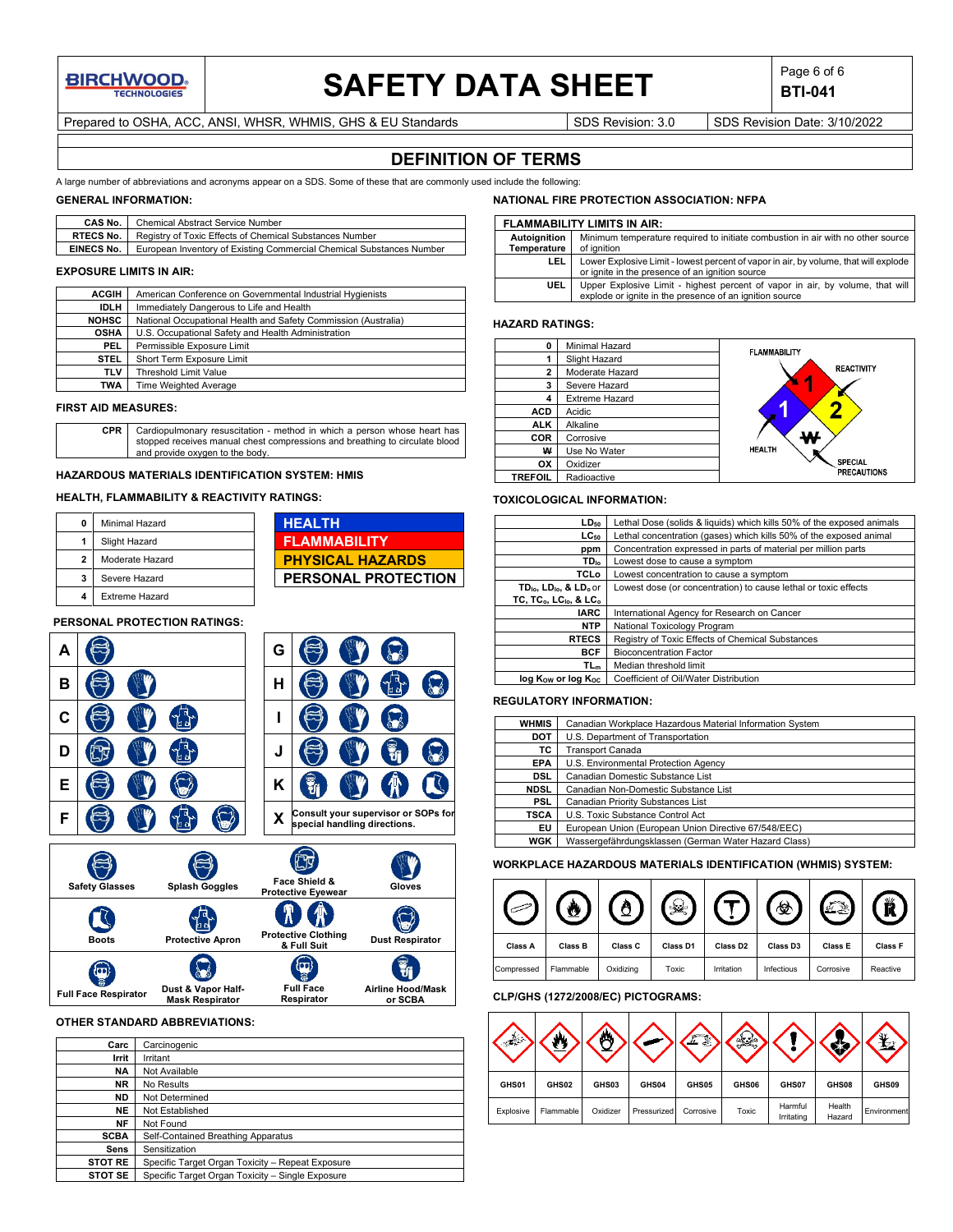# DEFINITION OF TERMS

A large number of abbreviations and acronyms appear on a SDS. Some of these that are commonly used include the following:

## GENERAL INFORMATION:

| | |
|---|---|
| CAS No. | Chemical Abstract Service Number |
| RTECS No. | Registry of Toxic Effects of Chemical Substances Number |
| EINECS No. | European Inventory of Existing Commercial Chemical Substances Number |

## EXPOSURE LIMITS IN AIR:

| | |
|---|---|
| ACGIH | American Conference on Governmental Industrial Hygienists |
| IDLH | Immediately Dangerous to Life and Health |
| NOHSC | National Occupational Health and Safety Commission (Australia) |
| OSHA | U.S. Occupational Safety and Health Administration |
| PEL | Permissible Exposure Limit |
| STEL | Short Term Exposure Limit |
| TLV | Threshold Limit Value |
| TWA | Time Weighted Average |

## FIRST AID MEASURES:

| | |
|---|---|
| CPR | Cardiopulmonary resuscitation - method in which a person whose heart has stopped receives manual chest compressions and breathing to circulate blood and provide oxygen to the body. |

## HAZARDOUS MATERIALS IDENTIFICATION SYSTEM: HMIS

### HEALTH, FLAMMABILITY & REACTIVITY RATINGS:

| | |
|---|---|
| 0 | Minimal Hazard |
| 1 | Slight Hazard |
| 2 | Moderate Hazard |
| 3 | Severe Hazard |
| 4 | Extreme Hazard |

HEALTH
FLAMMABILITY
PHYSICAL HAZARDS
PERSONAL PROTECTION

### PERSONAL PROTECTION RATINGS:

A, B, C, D, E, F, G, H, I, J, K

X — Consult your supervisor or SOPs for special handling directions.

Safety Glasses; Splash Goggles; Face Shield & Protective Eyewear; Gloves; Boots; Protective Apron; Protective Clothing & Full Suit; Dust Respirator; Full Face Respirator; Dust & Vapor Half-Mask Respirator; Full Face Respirator; Airline Hood/Mask or SCBA

## OTHER STANDARD ABBREVIATIONS:

| | |
|---|---|
| Carc | Carcinogenic |
| Irrit | Irritant |
| NA | Not Available |
| NR | No Results |
| ND | Not Determined |
| NE | Not Established |
| NF | Not Found |
| SCBA | Self-Contained Breathing Apparatus |
| Sens | Sensitization |
| STOT RE | Specific Target Organ Toxicity – Repeat Exposure |
| STOT SE | Specific Target Organ Toxicity – Single Exposure |

## NATIONAL FIRE PROTECTION ASSOCIATION: NFPA

| FLAMMABILITY LIMITS IN AIR: | |
|---|---|
| Autoignition Temperature | Minimum temperature required to initiate combustion in air with no other source of ignition |
| LEL | Lower Explosive Limit - lowest percent of vapor in air, by volume, that will explode or ignite in the presence of an ignition source |
| UEL | Upper Explosive Limit - highest percent of vapor in air, by volume, that will explode or ignite in the presence of an ignition source |

### HAZARD RATINGS:

| | |
|---|---|
| 0 | Minimal Hazard |
| 1 | Slight Hazard |
| 2 | Moderate Hazard |
| 3 | Severe Hazard |
| 4 | Extreme Hazard |
| ACD | Acidic |
| ALK | Alkaline |
| COR | Corrosive |
| W̶ | Use No Water |
| OX | Oxidizer |
| TREFOIL | Radioactive |

FLAMMABILITY 1
REACTIVITY 2
HEALTH 1
SPECIAL PRECAUTIONS W̶

## TOXICOLOGICAL INFORMATION:

| | |
|---|---|
| $LD_{50}$ | Lethal Dose (solids & liquids) which kills 50% of the exposed animals |
| $LC_{50}$ | Lethal concentration (gases) which kills 50% of the exposed animal |
| ppm | Concentration expressed in parts of material per million parts |
| $TD_{lo}$ | Lowest dose to cause a symptom |
| $TCL_o$ | Lowest concentration to cause a symptom |
| $TD_{lo}$, $LD_{lo}$, & $LD_o$ or TC, $TC_o$, $LC_{lo}$, & $LC_o$ | Lowest dose (or concentration) to cause lethal or toxic effects |
| IARC | International Agency for Research on Cancer |
| NTP | National Toxicology Program |
| RTECS | Registry of Toxic Effects of Chemical Substances |
| BCF | Bioconcentration Factor |
| $TL_m$ | Median threshold limit |
| log $K_{OW}$ or log $K_{OC}$ | Coefficient of Oil/Water Distribution |

## REGULATORY INFORMATION:

| | |
|---|---|
| WHMIS | Canadian Workplace Hazardous Material Information System |
| DOT | U.S. Department of Transportation |
| TC | Transport Canada |
| EPA | U.S. Environmental Protection Agency |
| DSL | Canadian Domestic Substance List |
| NDSL | Canadian Non-Domestic Substance List |
| PSL | Canadian Priority Substances List |
| TSCA | U.S. Toxic Substance Control Act |
| EU | European Union (European Union Directive 67/548/EEC) |
| WGK | Wassergefährdungsklassen (German Water Hazard Class) |

## WORKPLACE HAZARDOUS MATERIALS IDENTIFICATION (WHMIS) SYSTEM:

| Class A | Class B | Class C | Class D1 | Class D2 | Class D3 | Class E | Class F |
|---|---|---|---|---|---|---|---|
| Compressed | Flammable | Oxidizing | Toxic | Irritation | Infectious | Corrosive | Reactive |

## CLP/GHS (1272/2008/EC) PICTOGRAMS:

| GHS01 | GHS02 | GHS03 | GHS04 | GHS05 | GHS06 | GHS07 | GHS08 | GHS09 |
|---|---|---|---|---|---|---|---|---|
| Explosive | Flammable | Oxidizer | Pressurized | Corrosive | Toxic | Harmful Irritating | Health Hazard | Environment |